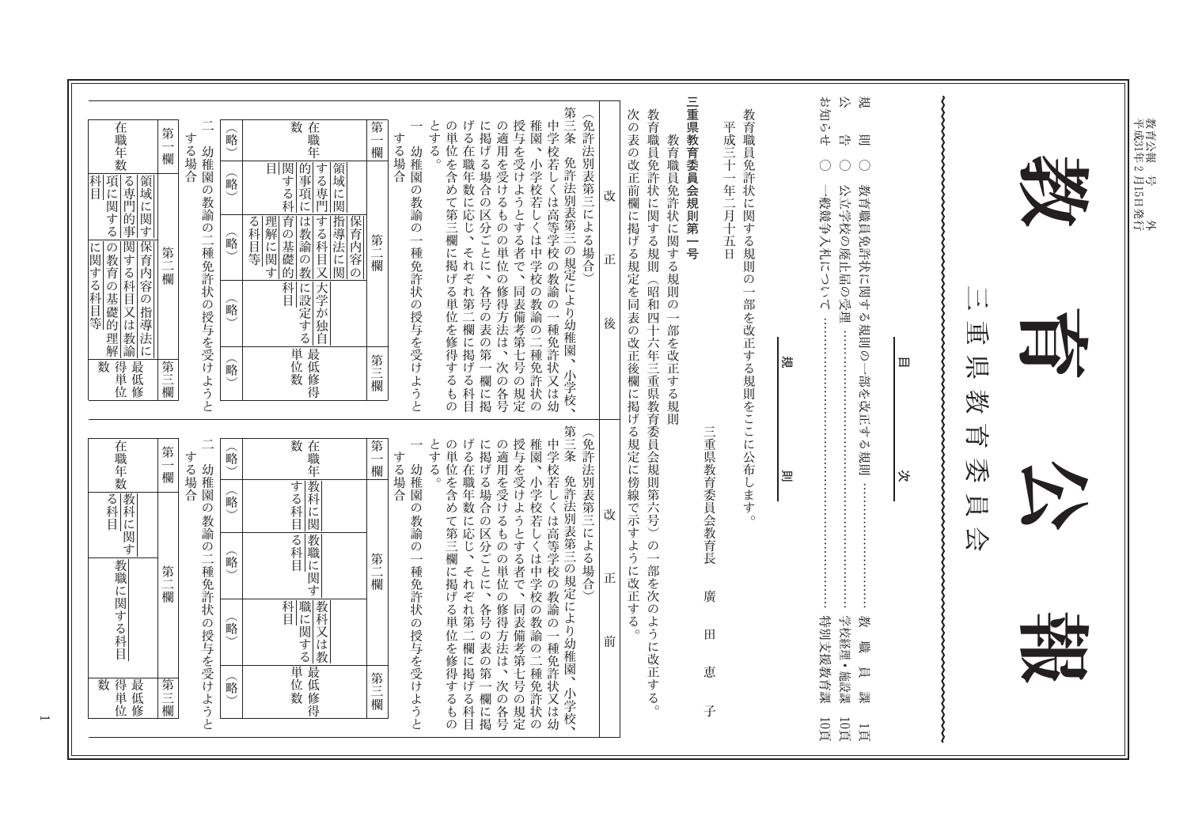# 教育公報

三重県教育委員会

号外　平成31年2月15日発行

## 目次

**規則**
○ 教育職員免許状に関する規則の一部を改正する規則 ……… 教職員課 1頁

**公告**
○ 公立学校の廃止届の受理 ……… 学校経理・施設課 10頁

**お知らせ**
○ 一般競争入札について ……… 特別支援教育課 10頁

## 規則

教育職員免許状に関する規則の一部を改正する規則をここに公布します。

平成三十一年二月十五日

三重県教育委員会教育長　廣田恵子

### 三重県教育委員会規則第一号

教育職員免許状に関する規則の一部を改正する規則

教育職員免許状に関する規則（昭和四十六年三重県教育委員会規則第六号）の一部を次のように改正する。

次の表の改正前欄に掲げる規定を同表の改正後欄に掲げる規定に傍線で示すように改正する。

**改正後**

（免許法別表第三による場合）

第三条　免許法別表第三の規定により幼稚園、小学校、中学校若しくは高等学校の教諭の一種免許状又は幼稚園、小学校若しくは中学校の教諭の二種免許状の授与を受けようとする者で、同表備考第七号の規定の適用を受けるものの単位の修得方法は、次の各号に掲げる場合の区分ごとに、各号の表の第一欄に掲げる在職年数に応じ、それぞれ第二欄に掲げる科目の単位を含めて第三欄に掲げる単位を修得するものとする。

一　幼稚園の教諭の一種免許状の授与を受けようとする場合

| 第一欄 | 第二欄 | | | | 第三欄 |
|---|---|---|---|---|---|
| 在職年数 | 領域に関する専門的事項に関する科目 | 保育内容の指導法に関する科目又は教育の基礎的理解に関する科目等 | 教諭の教育の基礎的理解に関する科目 | 大学が独自に設定する科目 | 最低修得単位数 |
| （略） | （略） | （略） | （略） | | （略） |

二　幼稚園の教諭の二種免許状の授与を受けようとする場合

| 第一欄 | 第二欄 | | 第三欄 |
|---|---|---|---|
| 在職年数 | 領域に関する専門的事項に関する科目 | 保育内容の指導法に関する科目又は教育の基礎的理解に関する科目等 | 最低修得単位数 |

**改正前**

（免許法別表第三による場合）

第三条　免許法別表第三の規定により幼稚園、小学校、中学校若しくは高等学校の教諭の一種免許状又は幼稚園、小学校若しくは中学校の教諭の二種免許状の授与を受けようとする者で、同表備考第七号の規定の適用を受けるものの単位の修得方法は、次の各号に掲げる場合の区分ごとに、各号の表の第一欄に掲げる在職年数に応じ、それぞれ第二欄に掲げる科目の単位を含めて第三欄に掲げる単位を修得するものとする。

一　幼稚園の教諭の一種免許状の授与を受けようとする場合

| 第一欄 | 第二欄 | | | 第三欄 |
|---|---|---|---|---|
| 在職年数 | 教科に関する科目 | 教職に関する科目 | 教科又は教職に関する科目 | 最低修得単位数 |
| （略） | （略） | （略） | （略） | （略） |

二　幼稚園の教諭の二種免許状の授与を受けようとする場合

| 第一欄 | 第二欄 | | 第三欄 |
|---|---|---|---|
| 在職年数 | 教科に関する科目 | 教職に関する科目 | 最低修得単位数 |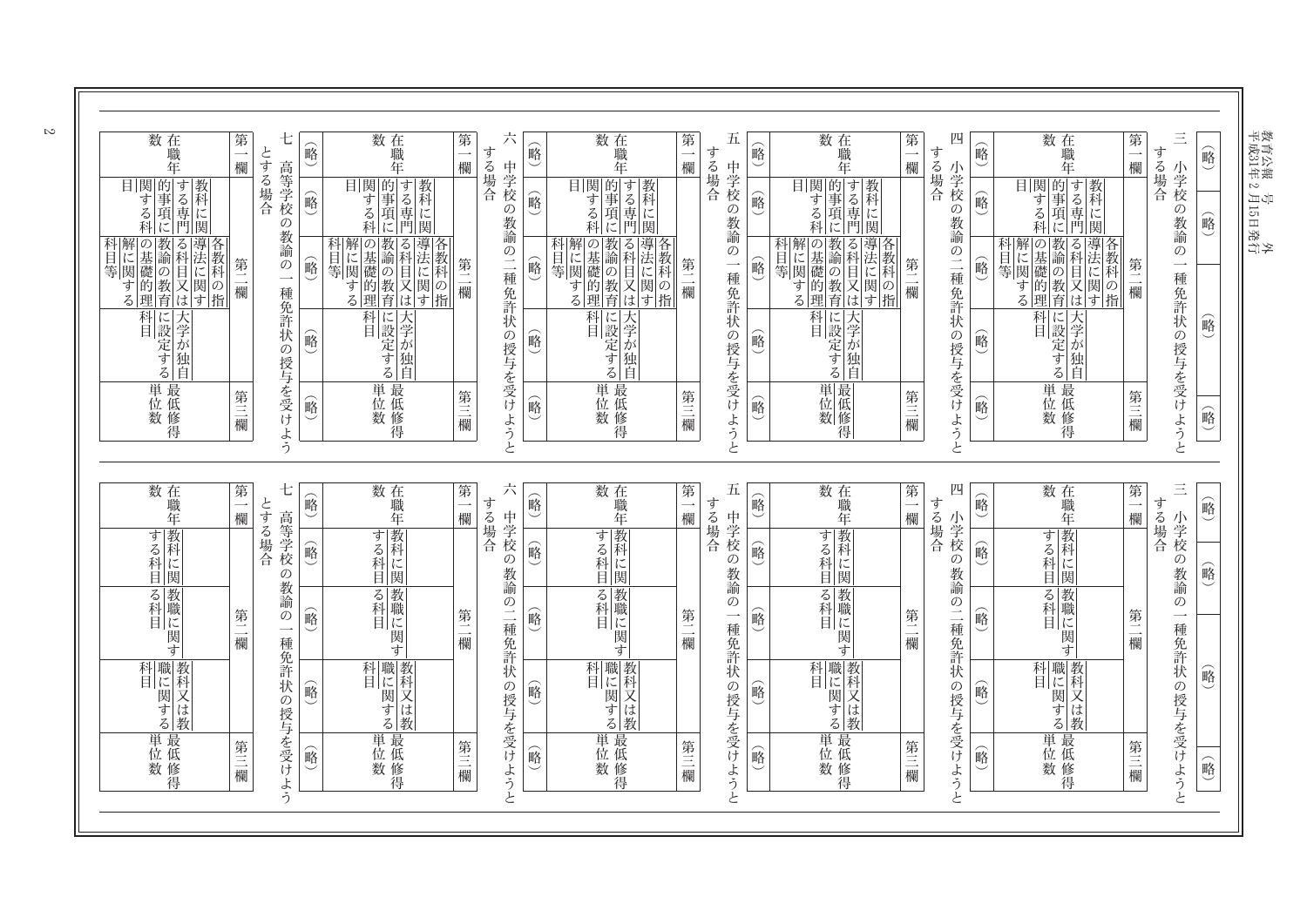| （略） | （略） | （略） | （略） |
|---|---|---|---|

三　小学校の教諭の一種免許状の授与を受けようとする場合

| 第一欄 | 第二欄 | | | 第三欄 |
|---|---|---|---|---|
| 在職年数 | 教科に関する専門的事項に関する科目 | 各教科の指導法に関する科目又は教育の基礎的理解に関する科目等 | 大学が独自に設定する科目 | 最低修得単位数 |
| （略） | （略） | （略） | （略） | （略） |

四　小学校の教諭の二種免許状の授与を受けようとする場合

| 第一欄 | 第二欄 | | | 第三欄 |
|---|---|---|---|---|
| 在職年数 | 教科に関する専門的事項に関する科目 | 各教科の指導法に関する科目又は教育の基礎的理解に関する科目等 | 大学が独自に設定する科目 | 最低修得単位数 |
| （略） | （略） | （略） | （略） | （略） |

五　中学校の教諭の一種免許状の授与を受けようとする場合

| 第一欄 | 第二欄 | | | 第三欄 |
|---|---|---|---|---|
| 在職年数 | 教科に関する専門的事項に関する科目 | 各教科の指導法に関する科目又は教育の基礎的理解に関する科目等 | 大学が独自に設定する科目 | 最低修得単位数 |
| （略） | （略） | （略） | （略） | （略） |

六　中学校の教諭の二種免許状の授与を受けようとする場合

| 第一欄 | 第二欄 | | | 第三欄 |
|---|---|---|---|---|
| 在職年数 | 教科に関する専門的事項に関する科目 | 各教科の指導法に関する科目又は教育の基礎的理解に関する科目等 | 大学が独自に設定する科目 | 最低修得単位数 |
| （略） | （略） | （略） | （略） | （略） |

七　高等学校の教諭の一種免許状の授与を受けようとする場合

| 第一欄 | 第二欄 | | | 第三欄 |
|---|---|---|---|---|
| 在職年数 | 教科に関する専門的事項に関する科目 | 各教科の指導法に関する科目又は教育の基礎的理解に関する科目等 | 大学が独自に設定する科目 | 最低修得単位数 |

---

| （略） | （略） | （略） | （略） |
|---|---|---|---|

三　小学校の教諭の一種免許状の授与を受けようとする場合

| 第一欄 | 第二欄 | | | 第三欄 |
|---|---|---|---|---|
| 在職年数 | 教科に関する科目 | 教職に関する科目 | 教科又は教職に関する科目 | 最低修得単位数 |
| （略） | （略） | （略） | （略） | （略） |

四　小学校の教諭の二種免許状の授与を受けようとする場合

| 第一欄 | 第二欄 | | | 第三欄 |
|---|---|---|---|---|
| 在職年数 | 教科に関する科目 | 教職に関する科目 | 教科又は教職に関する科目 | 最低修得単位数 |
| （略） | （略） | （略） | （略） | （略） |

五　中学校の教諭の一種免許状の授与を受けようとする場合

| 第一欄 | 第二欄 | | | 第三欄 |
|---|---|---|---|---|
| 在職年数 | 教科に関する科目 | 教職に関する科目 | 教科又は教職に関する科目 | 最低修得単位数 |
| （略） | （略） | （略） | （略） | （略） |

六　中学校の教諭の二種免許状の授与を受けようとする場合

| 第一欄 | 第二欄 | | | 第三欄 |
|---|---|---|---|---|
| 在職年数 | 教科に関する科目 | 教職に関する科目 | 教科又は教職に関する科目 | 最低修得単位数 |
| （略） | （略） | （略） | （略） | （略） |

七　高等学校の教諭の一種免許状の授与を受けようとする場合

| 第一欄 | 第二欄 | | | 第三欄 |
|---|---|---|---|---|
| 在職年数 | 教科に関する科目 | 教職に関する科目 | 教科又は教職に関する科目 | 最低修得単位数 |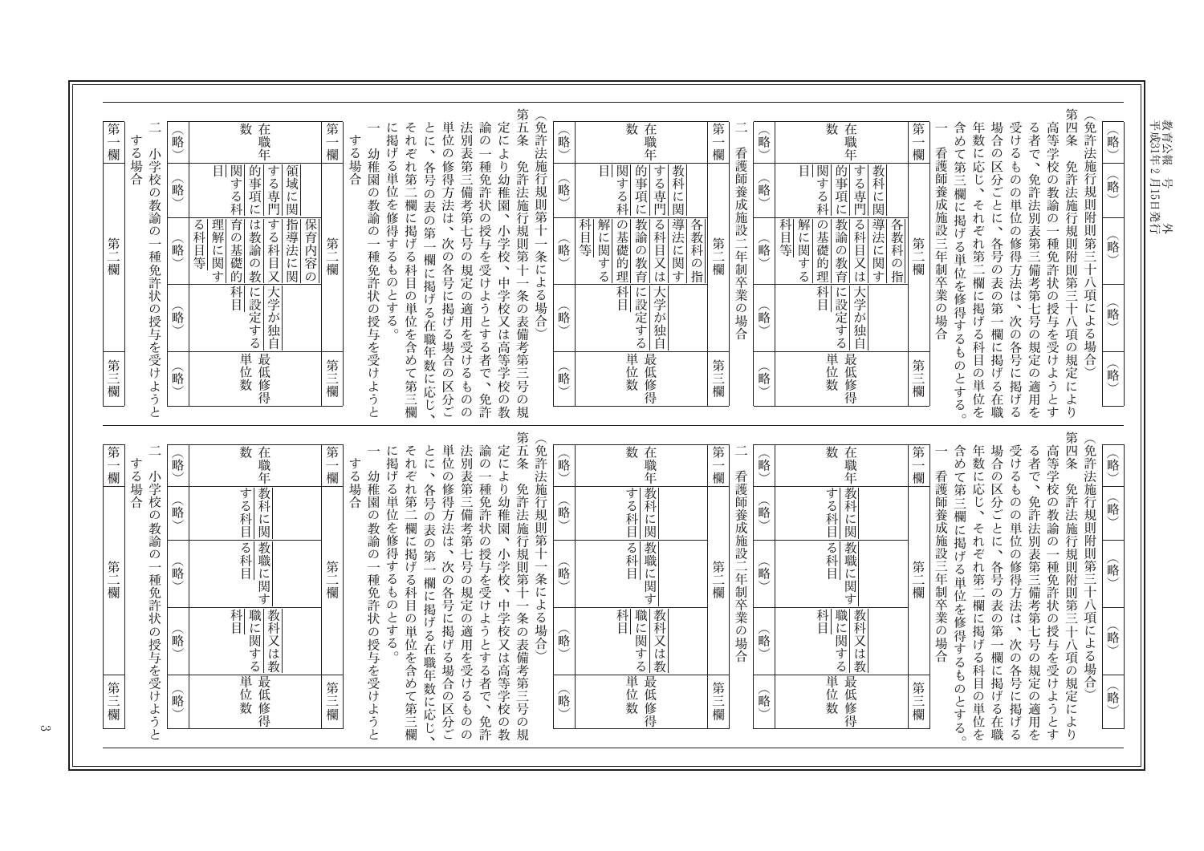| （略） | （略） | （略） | （略） | （略） |
| --- | --- | --- | --- | --- |

（免許法施行規則附則第三十八項による場合）

第四条　免許法施行規則附則第三十八項の規定により高等学校の教諭の一種免許状の授与を受けようとする者で、免許法別表第三備考第七号の規定の適用を受けるものの単位の修得方法は、次の各号に掲げる場合の区分ごとに、各号の表の第一欄に掲げる在職年数に応じ、それぞれ第二欄に掲げる科目の単位を含めて第三欄に掲げる単位を修得するものとする。

一　看護師養成施設三年制卒業の場合

| 第一欄 | 第二欄 | | | 第三欄 |
| --- | --- | --- | --- | --- |
| 在職年数 | 教科に関する専門的事項に関する科目 | 各教科の指導法に関する科目又は教諭の教育の基礎的理解に関する科目等 | 大学が独自に設定する科目 | 最低修得単位数 |
| （略） | （略） | （略） | （略） | （略） |

二　看護師養成施設二年制卒業の場合

| 第一欄 | 第二欄 | | | 第三欄 |
| --- | --- | --- | --- | --- |
| 在職年数 | 教科に関する専門的事項に関する科目 | 各教科の指導法に関する科目又は教諭の教育の基礎的理解に関する科目等 | 大学が独自に設定する科目 | 最低修得単位数 |
| （略） | （略） | （略） | （略） | （略） |

（免許法施行規則第十一条による場合）

第五条　免許法施行規則第十一条の表備考第三号の規定により幼稚園、小学校、中学校又は高等学校の教諭の一種免許状の授与を受けようとする者で、免許法別表第三備考第七号の規定の適用を受けるものの単位の修得方法は、次の各号に掲げる場合の区分ごとに、各号の表の第一欄に掲げる在職年数に応じ、それぞれ第二欄に掲げる科目の単位を含めて第三欄に掲げる単位を修得するものとする。

一　幼稚園の教諭の一種免許状の授与を受けようとする場合

| 第一欄 | 第二欄 | | | 第三欄 |
| --- | --- | --- | --- | --- |
| 在職年数 | 領域に関する専門的事項に関する科目 | 保育内容の指導法に関する科目又は教諭の教育の基礎的理解に関する科目等 | 大学が独自に設定する科目 | 最低修得単位数 |
| （略） | （略） | （略） | （略） | （略） |

二　小学校の教諭の一種免許状の授与を受けようとする場合

| 第一欄 | 第二欄 | 第三欄 |
| --- | --- | --- |

| （略） | （略） | （略） | （略） | （略） |
| --- | --- | --- | --- | --- |

（免許法施行規則附則第三十八項による場合）

第四条　免許法施行規則附則第三十八項の規定により高等学校の教諭の一種免許状の授与を受けようとする者で、免許法別表第三備考第七号の規定の適用を受けるものの単位の修得方法は、次の各号に掲げる場合の区分ごとに、各号の表の第一欄に掲げる在職年数に応じ、それぞれ第二欄に掲げる科目の単位を含めて第三欄に掲げる単位を修得するものとする。

一　看護師養成施設三年制卒業の場合

| 第一欄 | 第二欄 | | | 第三欄 |
| --- | --- | --- | --- | --- |
| 在職年数 | 教科に関する科目 | 教職に関する科目 | 教科又は教職に関する科目 | 最低修得単位数 |
| （略） | （略） | （略） | （略） | （略） |

二　看護師養成施設二年制卒業の場合

| 第一欄 | 第二欄 | | | 第三欄 |
| --- | --- | --- | --- | --- |
| 在職年数 | 教科に関する科目 | 教職に関する科目 | 教科又は教職に関する科目 | 最低修得単位数 |
| （略） | （略） | （略） | （略） | （略） |

（免許法施行規則第十一条による場合）

第五条　免許法施行規則第十一条の表備考第三号の規定により幼稚園、小学校、中学校又は高等学校の教諭の一種免許状の授与を受けようとする者で、免許法別表第三備考第七号の規定の適用を受けるものの単位の修得方法は、次の各号に掲げる場合の区分ごとに、各号の表の第一欄に掲げる在職年数に応じ、それぞれ第二欄に掲げる科目の単位を含めて第三欄に掲げる単位を修得するものとする。

一　幼稚園の教諭の一種免許状の授与を受けようとする場合

| 第一欄 | 第二欄 | | | 第三欄 |
| --- | --- | --- | --- | --- |
| 在職年数 | 教科に関する科目 | 教職に関する科目 | 教科又は教職に関する科目 | 最低修得単位数 |
| （略） | （略） | （略） | （略） | （略） |

二　小学校の教諭の一種免許状の授与を受けようとする場合

| 第一欄 | 第二欄 | 第三欄 |
| --- | --- | --- |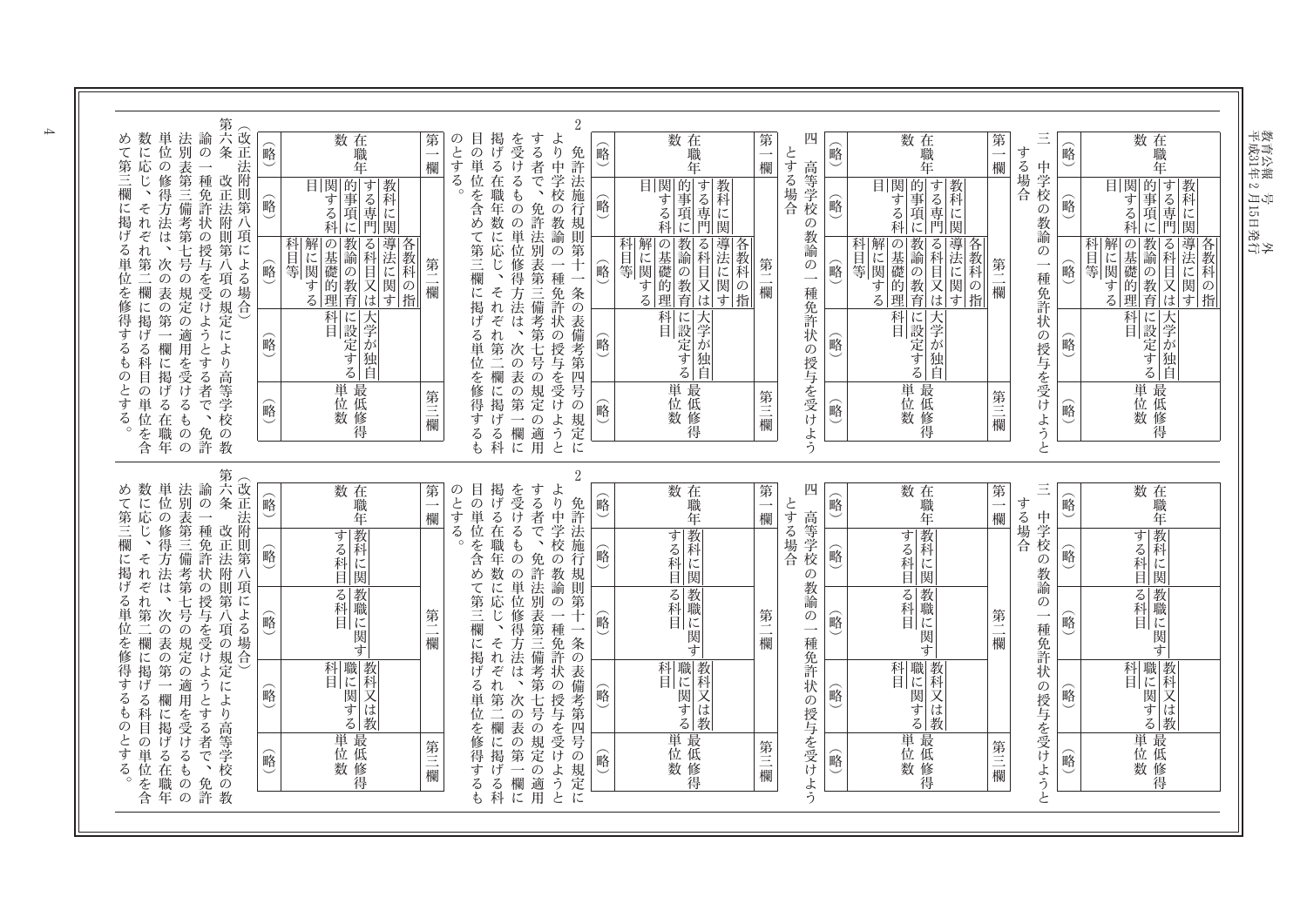| 在職年数 | 教科に関する専門的事項に関する科目 | 各教科の指導法に関する科目又は教諭の教育の基礎的理解に関する科目等 | 大学が独自に設定する科目 | 最低修得単位数 |
|---|---|---|---|---|
| （略） | （略） | （略） | （略） | （略） |

三　中学校の教諭の一種免許状の授与を受けようとする場合

| 第一欄 | 第二欄 | | | 第三欄 |
|---|---|---|---|---|
| 在職年数 | 教科に関する専門的事項に関する科目 | 各教科の指導法に関する科目又は教諭の教育の基礎的理解に関する科目等 | 大学が独自に設定する科目 | 最低修得単位数 |
| （略） | （略） | （略） | （略） | （略） |

四　高等学校の教諭の一種免許状の授与を受けようとする場合

| 第一欄 | 第二欄 | | | 第三欄 |
|---|---|---|---|---|
| 在職年数 | 教科に関する専門的事項に関する科目 | 各教科の指導法に関する科目又は教諭の教育の基礎的理解に関する科目等 | 大学が独自に設定する科目 | 最低修得単位数 |
| （略） | （略） | （略） | （略） | （略） |

2　免許法施行規則第十一条の表備考第四号の規定により中学校の教諭の一種免許状の授与を受けようとする者で、免許法別表第三備考第七号の規定の適用を受けるものの単位修得方法は、次の表の第一欄に掲げる在職年数に応じ、それぞれ第二欄に掲げる科目の単位を含めて第三欄に掲げる単位を修得するものとする。

| 第一欄 | 第二欄 | | | 第三欄 |
|---|---|---|---|---|
| 在職年数 | 教科に関する専門的事項に関する科目 | 各教科の指導法に関する科目又は教諭の教育の基礎的理解に関する科目等 | 大学が独自に設定する科目 | 最低修得単位数 |
| （略） | （略） | （略） | （略） | （略） |

（改正法附則第八項による場合）

第六条　改正法附則第八項の規定により高等学校の教諭の一種免許状の授与を受けようとする者で、免許法別表第三備考第七号の規定の適用を受けるものの単位の修得方法は、次の表の第一欄に掲げる在職年数に応じ、それぞれ第二欄に掲げる科目の単位を含めて第三欄に掲げる単位を修得するものとする。

| 第一欄 | 第二欄 | | | 第三欄 |
|---|---|---|---|---|
| 在職年数 | 教科に関する専門的事項に関する科目 | 各教科の指導法に関する科目又は教諭の教育の基礎的理解に関する科目等 | 大学が独自に設定する科目 | 最低修得単位数 |
| （略） | （略） | （略） | （略） | （略） |

---

| 在職年数 | 教科に関する科目 | 教職に関する科目 | 教科又は教職に関する科目 | 最低修得単位数 |
|---|---|---|---|---|
| （略） | （略） | （略） | （略） | （略） |

三　中学校の教諭の一種免許状の授与を受けようとする場合

| 第一欄 | 第二欄 | | | 第三欄 |
|---|---|---|---|---|
| 在職年数 | 教科に関する科目 | 教職に関する科目 | 教科又は教職に関する科目 | 最低修得単位数 |
| （略） | （略） | （略） | （略） | （略） |

四　高等学校の教諭の一種免許状の授与を受けようとする場合

| 第一欄 | 第二欄 | | | 第三欄 |
|---|---|---|---|---|
| 在職年数 | 教科に関する科目 | 教職に関する科目 | 教科又は教職に関する科目 | 最低修得単位数 |
| （略） | （略） | （略） | （略） | （略） |

2　免許法施行規則第十一条の表備考第四号の規定により中学校の教諭の一種免許状の授与を受けようとする者で、免許法別表第三備考第七号の規定の適用を受けるものの単位修得方法は、次の表の第一欄に掲げる在職年数に応じ、それぞれ第二欄に掲げる科目の単位を含めて第三欄に掲げる単位を修得するものとする。

| 第一欄 | 第二欄 | | | 第三欄 |
|---|---|---|---|---|
| 在職年数 | 教科に関する科目 | 教職に関する科目 | 教科又は教職に関する科目 | 最低修得単位数 |
| （略） | （略） | （略） | （略） | （略） |

（改正法附則第八項による場合）

第六条　改正法附則第八項の規定により高等学校の教諭の一種免許状の授与を受けようとする者で、免許法別表第三備考第七号の規定の適用を受けるものの単位の修得方法は、次の表の第一欄に掲げる在職年数に応じ、それぞれ第二欄に掲げる科目の単位を含めて第三欄に掲げる単位を修得するものとする。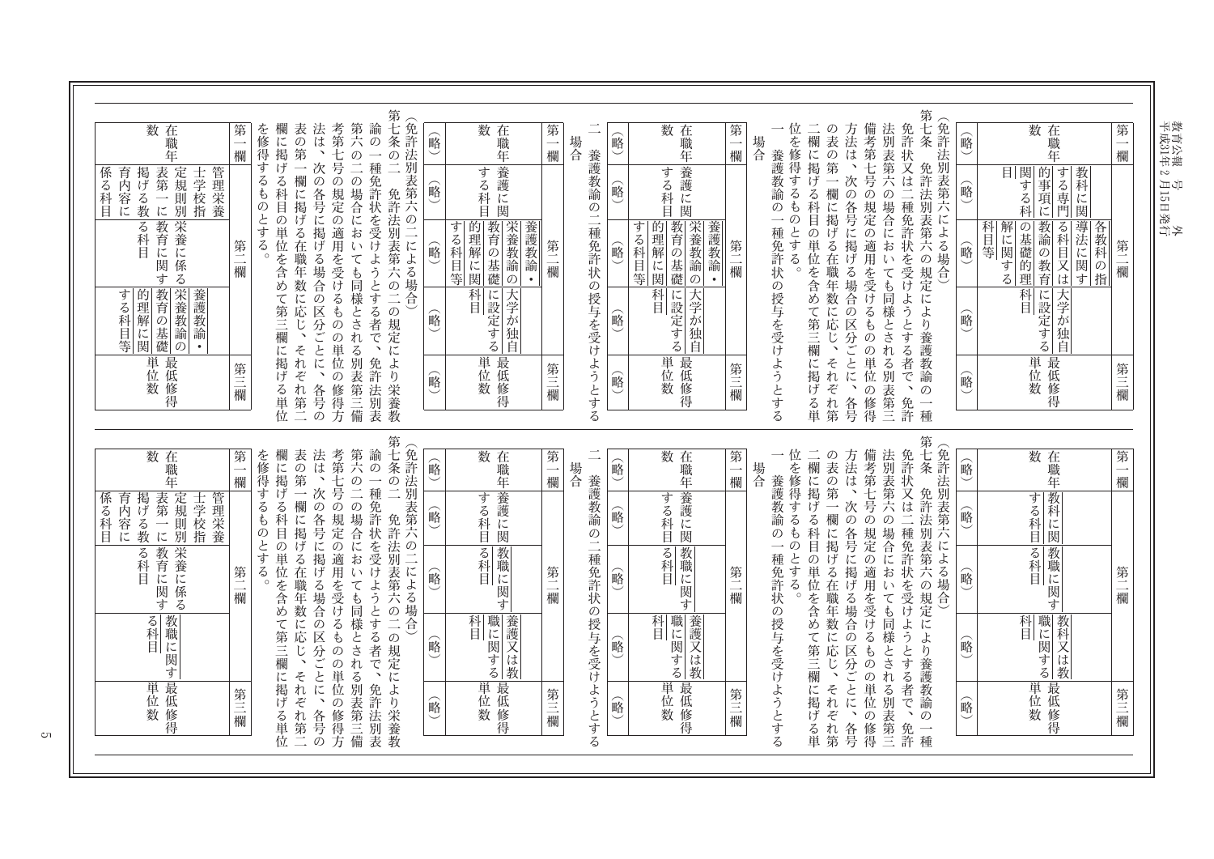| 第一欄 | 第二欄 | | | 第三欄 |
| --- | --- | --- | --- | --- |
| 在職年数 | 教科に関する専門的事項に関する科目 | 各教科の指導法に関する科目又は教育の基礎的理解に関する科目等 | 大学が独自に設定する科目 | 最低修得単位数 |
| （略） | （略） | （略） | （略） | （略） |

（免許法別表第六による場合）

第七条　免許法別表第六の規定により養護教諭の一種免許状又は二種免許状を受けようとする者で、免許法別表第六の場合においても同様とされる別表第三備考第七号の規定の適用を受けるものの単位の修得方法は、次の各号に掲げる場合の区分ごとに、各号の表の第一欄に掲げる在職年数に応じ、それぞれ第二欄に掲げる科目の単位を含めて第三欄に掲げる単位を修得するものとする。

一　養護教諭の一種免許状の授与を受けようとする場合

| 第一欄 | 第二欄 | | | 第三欄 |
| --- | --- | --- | --- | --- |
| 在職年数 | 養護に関する科目 | 養護教諭・栄養教諭の教育の基礎的理解に関する科目等 | 大学が独自に設定する科目 | 最低修得単位数 |
| （略） | （略） | （略） | （略） | （略） |

二　養護教諭の二種免許状の授与を受けようとする場合

| 第一欄 | 第二欄 | | | 第三欄 |
| --- | --- | --- | --- | --- |
| 在職年数 | 養護に関する科目 | 養護教諭・栄養教諭の教育の基礎的理解に関する科目等 | 大学が独自に設定する科目 | 最低修得単位数 |
| （略） | （略） | （略） | （略） | （略） |

（免許法別表第六の二による場合）

第七条の二　免許法別表第六の二の規定により栄養教諭の一種免許状を受けようとする者で、免許法別表第六の二の場合においても同様とされる別表第三備考第七号の規定の適用を受けるものの単位の修得方法は、次の各号に掲げる場合の区分ごとに、各号の表の第一欄に掲げる在職年数に応じ、それぞれ第二欄に掲げる科目の単位を含めて第三欄に掲げる単位を修得するものとする。

| 第一欄 | 第二欄 | | | 第三欄 |
| --- | --- | --- | --- | --- |
| 在職年数 | 管理栄養士学校指定規則別表第一に掲げる教育内容に係る科目 | 栄養に係る教育に関する科目 | 養護教諭・栄養教諭の教育の基礎的理解に関する科目等 | 最低修得単位数 |

---

| 第一欄 | 第二欄 | | | 第三欄 |
| --- | --- | --- | --- | --- |
| 在職年数 | 教科に関する科目 | 教職に関する科目 | 教科又は教職に関する科目 | 最低修得単位数 |
| （略） | （略） | （略） | （略） | （略） |

（免許法別表第六による場合）

第七条　免許法別表第六の規定により養護教諭の一種免許状又は二種免許状を受けようとする者で、免許法別表第六の場合においても同様とされる別表第三備考第七号の規定の適用を受けるものの単位の修得方法は、次の各号に掲げる場合の区分ごとに、各号の表の第一欄に掲げる在職年数に応じ、それぞれ第二欄に掲げる科目の単位を含めて第三欄に掲げる単位を修得するものとする。

一　養護教諭の一種免許状の授与を受けようとする場合

| 第一欄 | 第二欄 | | | 第三欄 |
| --- | --- | --- | --- | --- |
| 在職年数 | 養護に関する科目 | 教職に関する科目 | 養護又は教職に関する科目 | 最低修得単位数 |
| （略） | （略） | （略） | （略） | （略） |

二　養護教諭の二種免許状の授与を受けようとする場合

| 第一欄 | 第二欄 | | | 第三欄 |
| --- | --- | --- | --- | --- |
| 在職年数 | 養護に関する科目 | 教職に関する科目 | 養護又は教職に関する科目 | 最低修得単位数 |
| （略） | （略） | （略） | （略） | （略） |

（免許法別表第六の二による場合）

第七条の二　免許法別表第六の二の規定により栄養教諭の一種免許状を受けようとする者で、免許法別表第六の二の場合においても同様とされる別表第三備考第七号の規定の適用を受けるものの単位の修得方法は、次の各号に掲げる場合の区分ごとに、各号の表の第一欄に掲げる在職年数に応じ、それぞれ第二欄に掲げる科目の単位を含めて第三欄に掲げる単位を修得するものとする。

| 第一欄 | 第二欄 | | | 第三欄 |
| --- | --- | --- | --- | --- |
| 在職年数 | 管理栄養士学校指定規則別表第一に掲げる教育内容に係る科目 | 栄養に係る教育に関する科目 | 教職に関する科目 | 最低修得単位数 |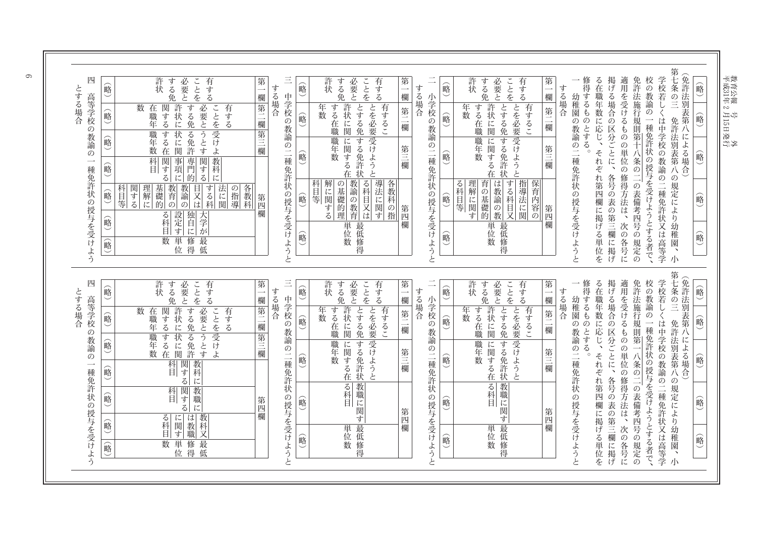| （略） | （略） | （略） | （略） | （略） |
| --- | --- | --- | --- | --- |

（免許法別表第八による場合）

第七条の三　免許法別表第八の規定により幼稚園、小学校若しくは中学校の教諭の二種免許状又は高等学校の教諭の一種免許状の授与を受けようとする者で、免許法施行規則第十八条の二の表備考四号の規定の適用を受けるものの単位の修得方法は、次の各号に掲げる場合の区分ごとに、各号の表の第三欄に掲げる在職年数に応じ、それぞれ第四欄に掲げる単位を修得するものとする。

一　幼稚園の教諭の二種免許状の授与を受けようとする場合

| 第一欄 | 第二欄 | 第三欄 | 第四欄 | |
| --- | --- | --- | --- | --- |
| 有することを必要とする免許状 | 有することを必要とする免許状に関する在職年数 | 受けようとする免許状に関する在職年数 | 保育内容の指導法に関する科目又は教諭の教育の基礎的理解に関する科目等 | 最低修得単位数 |
| （略） | （略） | （略） | （略） | （略） |

二　小学校の教諭の二種免許状の授与を受けようとする場合

| 第一欄 | 第二欄 | 第三欄 | 第四欄 | |
| --- | --- | --- | --- | --- |
| 有することを必要とする免許状 | 有することを必要とする免許状に関する在職年数 | 受けようとする免許状に関する在職年数 | 各教科の指導法に関する科目又は教諭の教育の基礎的理解に関する科目等 | 最低修得単位数 |
| （略） | （略） | （略） | （略） | （略） |

三　中学校の教諭の二種免許状の授与を受けようとする場合

| 第一欄 | 第二欄 | 第三欄 | 第四欄 | | | |
| --- | --- | --- | --- | --- | --- | --- |
| 有することを必要とする免許状 | 有することを必要とする免許状に関する在職年数 | 受けようとする免許状に関する在職年数 | 教科に関する専門的事項に関する科目 | 各教科の指導法に関する科目又は教諭の教育の基礎的理解に関する科目等 | 大学が独自に設定する科目 | 最低修得単位数 |
| （略） | （略） | （略） | （略） | （略） | （略） | （略） |

四　高等学校の教諭の一種免許状の授与を受けようとする場合

---

| （略） | （略） | （略） | （略） | （略） |
| --- | --- | --- | --- | --- |

（免許法別表第八による場合）

第七条の三　免許法別表第八の規定により幼稚園、小学校若しくは中学校の教諭の二種免許状又は高等学校の教諭の一種免許状の授与を受けようとする者で、免許法施行規則第十八条の二の表備考四号の規定の適用を受けるものの単位の修得方法は、次の各号に掲げる場合の区分ごとに、各号の表の第三欄に掲げる在職年数に応じ、それぞれ第四欄に掲げる単位を修得するものとする。

一　幼稚園の教諭の二種免許状の授与を受けようとする場合

| 第一欄 | 第二欄 | 第三欄 | 第四欄 | |
| --- | --- | --- | --- | --- |
| 有することを必要とする免許状 | 有することを必要とする免許状に関する在職年数 | 受けようとする免許状に関する在職年数 | 教職に関する科目 | 最低修得単位数 |
| （略） | （略） | （略） | （略） | （略） |

二　小学校の教諭の二種免許状の授与を受けようとする場合

| 第一欄 | 第二欄 | 第三欄 | 第四欄 | |
| --- | --- | --- | --- | --- |
| 有することを必要とする免許状 | 有することを必要とする免許状に関する在職年数 | 受けようとする免許状に関する在職年数 | 教職に関する科目 | 最低修得単位数 |
| （略） | （略） | （略） | （略） | （略） |

三　中学校の教諭の二種免許状の授与を受けようとする場合

| 第一欄 | 第二欄 | 第三欄 | 第四欄 | | | |
| --- | --- | --- | --- | --- | --- | --- |
| 有することを必要とする免許状 | 有することを必要とする免許状に関する在職年数 | 受けようとする免許状に関する在職年数 | 教科に関する科目 | 教職に関する科目 | 教科又は教職に関する科目 | 最低修得単位数 |
| （略） | （略） | （略） | （略） | （略） | （略） | （略） |

四　高等学校の教諭の一種免許状の授与を受けようとする場合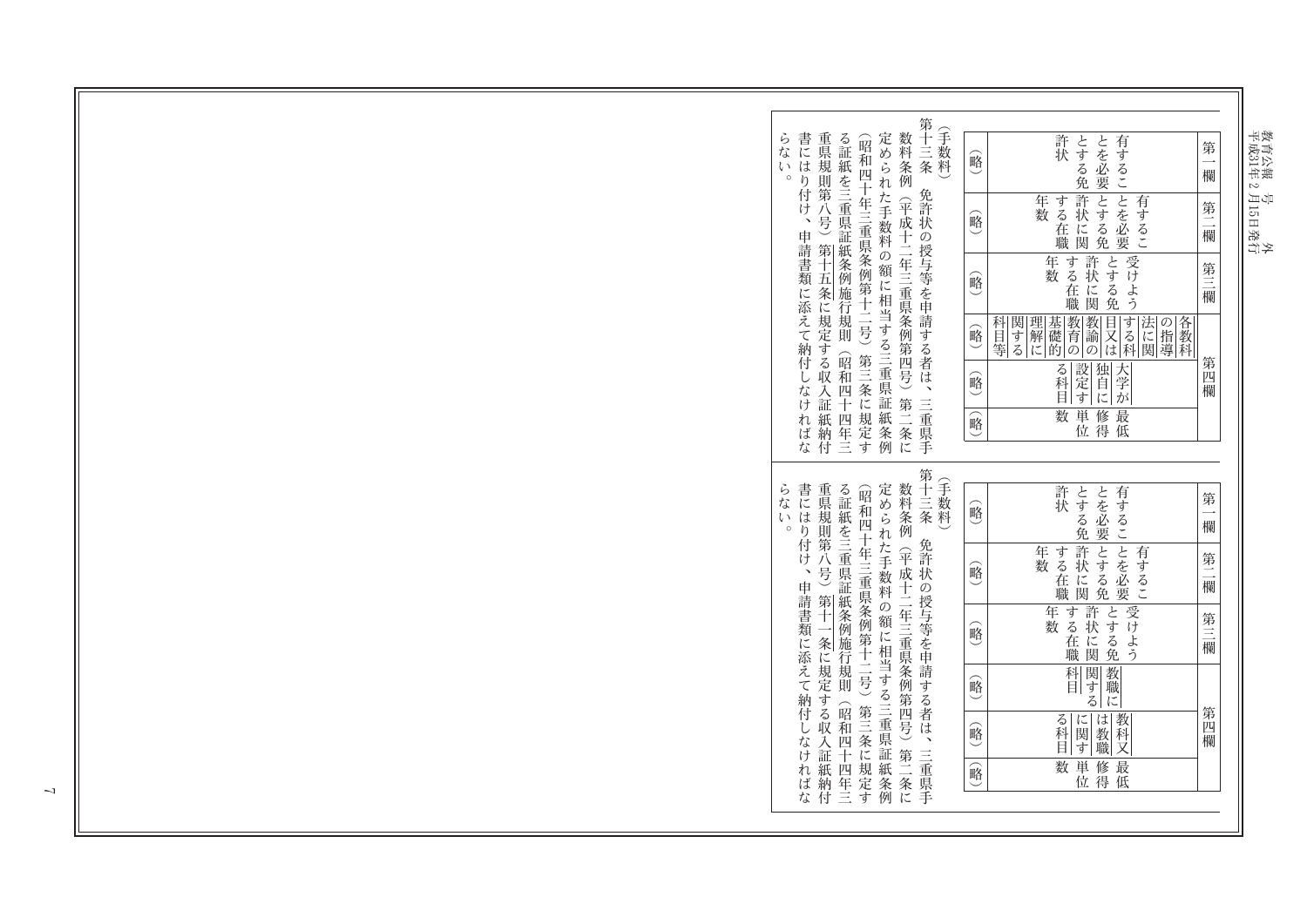| 第一欄 | 第二欄 | 第三欄 | 第四欄 | | |
|---|---|---|---|---|---|
| 有することを必要とする免許状 | 有することを必要とする免許状に関する在職年数 | 受けようとする免許状に関する在職年数 | 各教科の指導法に関する科目又は教育の基礎的理解に関する科目等 | 大学が独自に設定する科目 | 最低修得単位数 |
| （略） | （略） | （略） | （略） | （略） | （略） |

（手数料）

第十三条　免許状の授与等を申請する者は、三重県手数料条例（平成十二年三重県条例第四号）第二条に定められた手数料の額に相当する三重県証紙条例（昭和四十年三重県条例第十二号）第三条に規定する証紙を三重県証紙条例施行規則（昭和四十四年三重県規則第八号）第十五条に規定する収入証紙納付書にはり付け、申請書類に添えて納付しなければならない。

| 第一欄 | 第二欄 | 第三欄 | 第四欄 | | |
|---|---|---|---|---|---|
| 有することを必要とする免許状 | 有することを必要とする免許状に関する在職年数 | 受けようとする免許状に関する在職年数 | 教職に関する科目 | 教科又は教職に関する科目 | 最低修得単位数 |
| （略） | （略） | （略） | （略） | （略） | （略） |

（手数料）

第十三条　免許状の授与等を申請する者は、三重県手数料条例（平成十二年三重県条例第四号）第二条に定められた手数料の額に相当する三重県証紙条例（昭和四十年三重県条例第十二号）第三条に規定する証紙を三重県証紙条例施行規則（昭和四十四年三重県規則第八号）第十一条に規定する収入証紙納付書にはり付け、申請書類に添えて納付しなければならない。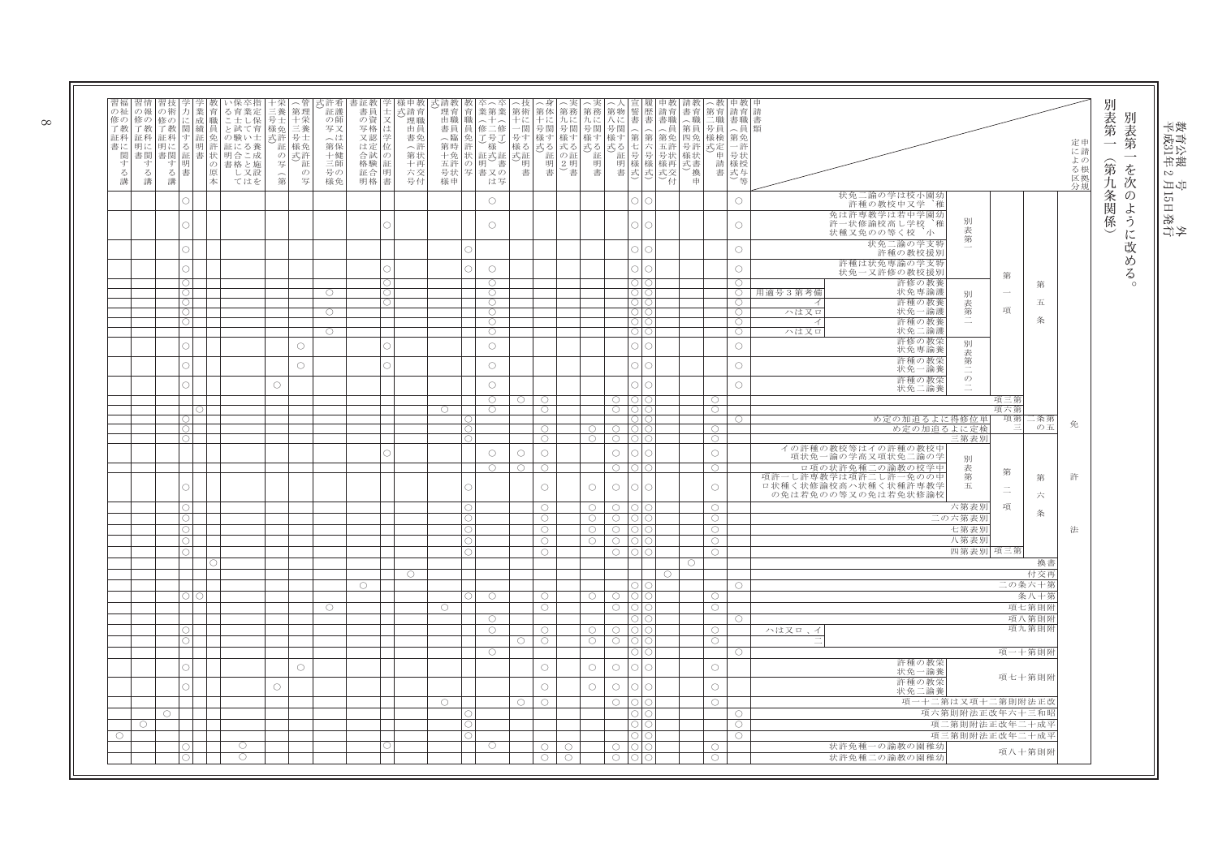別表第一を次のように改める。

別表第一（第九条関係）

| 申請の根拠規定による区分 | 教育職員免許状授与申請書（第一号様式） | 教育職員検定申請書（第二号様式） | 教育職員免許状書換申請書（第四号様式） | 教育職員免許状再交付申請書（第五号様式） | 履歴書（第六号様式） | 宣誓書（第七号様式） | 人物に関する証明書（第八号様式） | 実務に関する証明書（第九号様式） | 実務に関する証明書（第九号様式の２） | 身体に関する証明書（第十号様式） | 技術に関する証明書（第十一号様式） | 卒業（修了）証明書又は卒業（修了）証書の写（第十二号様式） | 教育職員免許状の写 | 教育職員臨時免許状申請理由書（第十五号様式） | 教育職員免許状再交付申請理由書（第十六号様式） | 学士又は学位の証明書 | 教員資格認定試験合格証明書又は教員資格認定試験合格証書の写 | 看護師免許証の写（又は保健師免許証の写） | 管理栄養士免許証の写（第十三号様式） | 栄養士免許証の写（第十三号様式） | 指定保育士養成施設を卒業していること又は保育士試験に合格していることを証明する書類 | 教育職員免許状の原本 | 学業成績証明書 | 学力に関する証明書 | 技術の教科に関する講習の修了証明書 | 情報の教科に関する講習の修了証明書 | 福祉の教科に関する講習の修了証明書 |
|---|---|---|---|---|---|---|---|---|---|---|---|---|---|---|---|---|---|---|---|---|---|---|---|---|---|---|---|
| 免許法第五条第一項 別表第一 幼稚園、小学校又は中学校の教諭の二種免許状 | ○ |  |  |  | ○ | ○ |  |  |  |  |  | ○ |  |  |  |  |  |  |  |  |  |  |  | ○ |  |  |  |
| 免許法第五条第一項 別表第一 幼稚園、小学校、中学校若しくは高等学校の教諭の専修免許状又は一種免許状 | ○ |  |  |  | ○ | ○ |  |  |  |  |  | ○ |  |  |  | ○ |  |  |  |  |  |  |  | ○ |  |  |  |
| 免許法第五条第一項 別表第一 特別支援学校の教諭の二種免許状 | ○ |  |  |  | ○ | ○ |  |  |  |  |  |  | ○ |  |  |  |  |  |  |  |  |  |  | ○ |  |  |  |
| 免許法第五条第一項 別表第一 特別支援学校の教諭の専修免許状又は一種免許状 | ○ |  |  |  | ○ | ○ |  |  |  |  |  | ○ | ○ |  |  | ○ |  |  |  |  |  |  |  | ○ |  |  |  |
| 免許法第五条第一項 別表第二 養護教諭の専修免許状 | ○ |  |  |  | ○ | ○ |  |  |  |  |  | ○ |  |  |  | ○ |  |  |  |  |  |  |  | ○ |  |  |  |
| 免許法第五条第一項 別表第二 養護教諭の専修免許状 備考第３号適用 | ○ |  |  |  | ○ | ○ |  |  |  |  |  | ○ |  |  |  | ○ |  | ○ |  |  |  |  |  | ○ |  |  |  |
| 免許法第五条第一項 別表第二 養護教諭の一種免許状 イ | ○ |  |  |  | ○ | ○ |  |  |  |  |  | ○ |  |  |  | ○ |  |  |  |  |  |  |  | ○ |  |  |  |
| 免許法第五条第一項 別表第二 養護教諭の一種免許状 ロ又はハ | ○ |  |  |  | ○ | ○ |  |  |  |  |  | ○ |  |  |  |  |  | ○ |  |  |  |  |  | ○ |  |  |  |
| 免許法第五条第一項 別表第二 養護教諭の二種免許状 イ | ○ |  |  |  | ○ | ○ |  |  |  |  |  | ○ |  |  |  |  |  |  |  |  |  |  |  | ○ |  |  |  |
| 免許法第五条第一項 別表第二 養護教諭の二種免許状 ロ又はハ | ○ |  |  |  | ○ | ○ |  |  |  |  |  | ○ |  |  |  |  |  | ○ |  |  |  |  |  | ○ |  |  |  |
| 免許法第五条第一項 別表第二の二 栄養教諭の専修免許状 | ○ |  |  |  | ○ | ○ |  |  |  |  |  | ○ |  |  |  | ○ |  |  | ○ |  |  |  |  | ○ |  |  |  |
| 免許法第五条第一項 別表第二の二 栄養教諭の一種免許状 | ○ |  |  |  | ○ | ○ |  |  |  |  |  | ○ |  |  |  |  |  |  | ○ |  |  |  |  | ○ |  |  |  |
| 免許法第五条第一項 別表第二の二 栄養教諭の二種免許状 | ○ |  |  |  | ○ | ○ |  |  |  |  |  | ○ |  |  |  |  |  |  |  | ○ |  |  |  | ○ |  |  |  |
| 免許法第五条第三項 |  | ○ |  |  | ○ | ○ | ○ |  |  | ○ | ○ | ○ |  |  |  |  |  |  |  |  |  |  |  |  |  |  |  |
| 免許法第五条第六項 |  | ○ |  |  | ○ | ○ | ○ |  |  | ○ |  | ○ |  | ○ |  |  |  |  |  |  |  |  | ○ |  |  |  |  |
| 免許法第五条の二第三項 単位修得による道を定め | ○ |  |  |  | ○ | ○ |  |  |  |  |  |  | ○ |  |  |  |  |  |  |  |  |  |  | ○ |  |  |  |
| 免許法第五条の二第三項 検定による道を定め |  | ○ |  |  | ○ | ○ | ○ | ○ |  | ○ |  |  | ○ |  |  |  |  |  |  |  |  |  |  | ○ |  |  |  |
| 免許法第六条第二項 別表第三 |  | ○ |  |  | ○ | ○ | ○ | ○ |  | ○ |  |  | ○ |  |  |  |  |  |  |  |  |  |  | ○ |  |  |  |
| 免許法第六条第二項 別表第五 中学校の教諭の二種免許状のイの項又は高等学校の教諭の一種免許状のイの項 |  | ○ |  |  | ○ | ○ | ○ |  |  | ○ | ○ | ○ |  |  |  | ○ |  |  |  |  |  |  |  |  |  |  |  |
| 免許法第六条第二項 別表第五 中学校の教諭の二種免許状のロの項 |  | ○ |  |  | ○ | ○ | ○ |  |  | ○ | ○ | ○ |  |  |  |  |  |  |  |  |  |  |  |  |  |  |  |
| 免許法第六条第二項 別表第五 中学校の教諭の専修免許状若しくは一種免許状のロの項又は高等学校の教諭の専修免許状若しくは一種免許状のロの項 |  | ○ |  |  | ○ | ○ | ○ | ○ |  | ○ |  |  | ○ |  |  |  |  |  |  |  |  |  |  | ○ |  |  |  |
| 免許法第六条第二項 別表第六 |  | ○ |  |  | ○ | ○ | ○ | ○ |  | ○ |  |  | ○ |  |  |  |  |  |  |  |  |  |  | ○ |  |  |  |
| 免許法第六条第二項 別表第六の二 |  | ○ |  |  | ○ | ○ | ○ | ○ |  | ○ |  |  | ○ |  |  |  |  |  |  |  |  |  |  | ○ |  |  |  |
| 免許法第六条第二項 別表第七 |  | ○ |  |  | ○ | ○ | ○ | ○ |  | ○ |  |  | ○ |  |  |  |  |  |  |  |  |  |  | ○ |  |  |  |
| 免許法第六条第二項 別表第八 |  | ○ |  |  | ○ | ○ | ○ | ○ |  | ○ |  |  | ○ |  |  |  |  |  |  |  |  |  |  | ○ |  |  |  |
| 免許法第六条第三項 別表第四 |  | ○ |  |  | ○ | ○ | ○ |  |  | ○ |  |  | ○ |  |  |  |  |  |  |  |  |  |  | ○ |  |  |  |
| 免許法 書換 |  |  | ○ |  |  |  |  |  |  |  |  |  |  |  |  |  |  |  |  |  |  | ○ |  |  |  |  |  |
| 免許法 再交付 |  |  |  | ○ |  |  |  |  |  |  |  |  |  |  | ○ |  |  |  |  |  |  |  |  |  |  |  |  |
| 免許法第十六条の二 | ○ |  |  |  | ○ | ○ |  |  |  |  |  |  |  |  |  |  | ○ |  |  |  |  |  |  |  |  |  |  |
| 免許法第十八条 |  | ○ |  |  | ○ | ○ | ○ | ○ |  | ○ |  | ○ | ○ |  |  |  |  |  |  |  |  |  | ○ | ○ |  |  |  |
| 免許法附則第七項 |  | ○ |  |  | ○ | ○ | ○ |  |  |  |  |  |  | ○ |  |  |  | ○ |  |  |  |  |  |  |  |  |  |
| 免許法附則第八項 | ○ |  |  |  | ○ | ○ |  |  |  |  |  | ○ |  |  |  |  |  |  |  |  |  |  |  |  |  |  |  |
| 免許法附則第九項 イ、ロ又はハ |  | ○ |  |  | ○ | ○ | ○ | ○ |  | ○ |  | ○ |  |  |  |  |  |  |  |  |  |  |  | ○ |  |  |  |
| 免許法附則第九項 ニ |  | ○ |  |  | ○ | ○ | ○ | ○ |  | ○ | ○ |  |  |  |  |  |  |  |  |  |  |  |  | ○ |  |  |  |
| 免許法附則第十一項 | ○ |  |  |  | ○ | ○ |  |  |  |  |  | ○ |  |  |  |  |  |  |  |  |  |  |  |  |  |  |  |
| 免許法附則第十七項 栄養教諭の一種免許状 |  | ○ |  |  | ○ | ○ | ○ | ○ |  | ○ |  |  |  |  |  |  |  |  | ○ |  |  |  |  | ○ |  |  |  |
| 免許法附則第十七項 栄養教諭の二種免許状 |  | ○ |  |  | ○ | ○ | ○ | ○ |  | ○ |  |  |  |  |  |  |  |  |  | ○ |  |  |  | ○ |  |  |  |
| 改正法附則第二十項又は第二十一項 |  | ○ |  |  |  |  | ○ |  |  | ○ | ○ |  |  | ○ |  |  |  |  |  |  |  |  |  |  |  |  |  |
| 昭和六十三年改正法附則第六項 | ○ |  |  |  | ○ | ○ |  |  |  |  |  |  | ○ |  |  |  |  |  |  |  |  |  |  |  | ○ |  |  |
| 平成二十年改正法附則第二項 | ○ |  |  |  | ○ | ○ |  |  |  |  |  |  | ○ |  |  |  |  |  |  |  |  |  |  |  |  | ○ |  |
| 平成二十年改正法附則第三項 | ○ |  |  |  | ○ | ○ |  |  |  |  |  |  | ○ |  |  |  |  |  |  |  |  |  |  |  |  |  | ○ |
| 免許法附則第十八項 幼稚園の教諭の一種免許状 |  | ○ |  |  | ○ | ○ | ○ |  | ○ | ○ |  | ○ |  |  |  | ○ |  |  |  |  | ○ |  |  | ○ |  |  |  |
| 免許法附則第十八項 幼稚園の教諭の二種免許状 |  | ○ |  |  | ○ | ○ | ○ |  | ○ | ○ |  |  |  |  |  |  |  |  |  |  | ○ |  |  | ○ |  |  |  |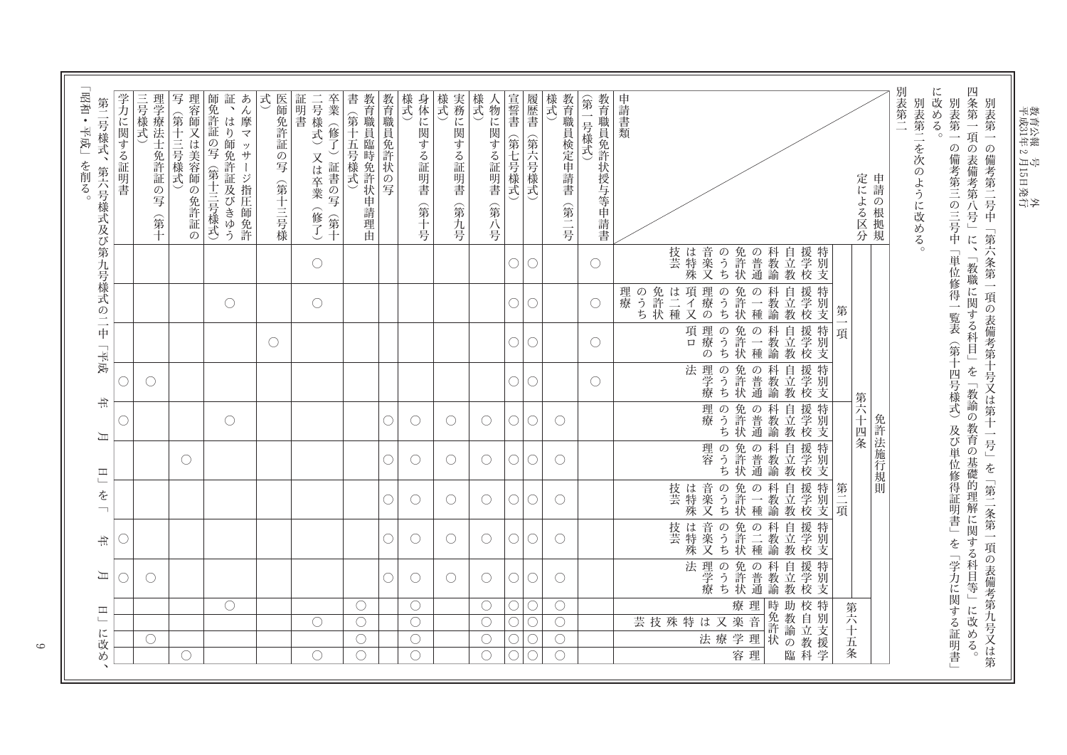別表第一の備考第二号中「第六条第一項の表備考第十号又は第十一号」を「第二条第一項の表備考第九号又は第四条第一項の表備考第八号」に、「教職に関する科目」を「教諭の教育の基礎的理解に関する科目等」に改める。

別表第一の備考第三の三号中「単位修得一覧表（第十四号様式）及び単位修得証明書」を「学力に関する証明書」に改める。

別表第二を次のように改める。

別表第二

| 申請の根拠規定による区分 ＼ 申請書類 | 免許法施行規則 | | | | | | | | | | | | |
|---|---|---|---|---|---|---|---|---|---|---|---|---|---|
| | 第六十四条 | | | | | | | | | 第六十五条 | | | |
| | 第一項 | | | | 第二項 | | | | | 特別支援学校自立教科教諭の臨時免許状 | | | |
| | 特別支援学校自立教科教諭の普通免許状のうち音楽又は特殊技芸 | 特別支援学校自立教科教諭の一種免許状のうち理療の項イ又は二種免許状のうち理療 | 特別支援学校自立教科教諭の一種免許状のうち理療の項ロ | 特別支援学校自立教科教諭の普通免許状のうち理学療法 | 特別支援学校自立教科教諭の普通免許状のうち理療 | 特別支援学校自立教科教諭の普通免許状のうち理容 | 特別支援学校自立教科教諭の一種免許状のうち音楽又は特殊技芸 | 特別支援学校自立教科教諭の二種免許状のうち音楽又は特殊技芸 | 特別支援学校自立教科教諭の普通免許状のうち理学療法 | 理療 | 音楽又は特殊技芸 | 理学療法 | 理容 |
| 教育職員免許状授与等申請書（第一号様式） | ○ | ○ | ○ | ○ | | | | | | | | | |
| 教育職員検定申請書（第二号様式） | | | | | ○ | ○ | ○ | ○ | ○ | ○ | ○ | ○ | ○ |
| 履歴書（第六号様式） | ○ | ○ | ○ | ○ | ○ | ○ | ○ | ○ | ○ | ○ | ○ | ○ | ○ |
| 宣誓書（第七号様式） | ○ | ○ | ○ | ○ | ○ | ○ | ○ | ○ | ○ | ○ | ○ | ○ | ○ |
| 人物に関する証明書（第八号様式） | | | | | ○ | ○ | ○ | ○ | ○ | ○ | ○ | ○ | ○ |
| 実務に関する証明書（第九号様式） | | | | | ○ | ○ | ○ | ○ | ○ | | | | |
| 身体に関する証明書（第十号様式） | | | | | ○ | ○ | ○ | ○ | ○ | ○ | ○ | ○ | ○ |
| 教育職員免許状の写 | | | | | ○ | ○ | ○ | ○ | ○ | | | | |
| 教育職員臨時免許状申請理由書（第十五号様式） | | | | | | | | | | ○ | ○ | ○ | ○ |
| 卒業（修了）証書の写（第十二号様式）又は卒業（修了）証明書 | ○ | ○ | | | | | | | | | ○ | | ○ |
| あん摩マッサージ指圧師免許証、はり師免許証及びきゅう師免許証の写（第十三号様式） | | ○ | | | ○ | | | | | ○ | | | |
| 医師免許証の写（第十三号様式） | | | ○ | | | | | | | | | | |
| 理容師又は美容師の免許証の写（第十三号様式） | | | | | | ○ | | | | | | | ○ |
| 理学療法士免許証の写（第十三号様式） | | | | ○ | | | | | ○ | | | ○ | |
| 学力に関する証明書 | | | | ○ | ○ | | | ○ | ○ | | | | |

第二号様式、第六号様式及び第九号様式の二中「平成　年　月　日」を「　年　月　日」に改め、「昭和・平成」を削る。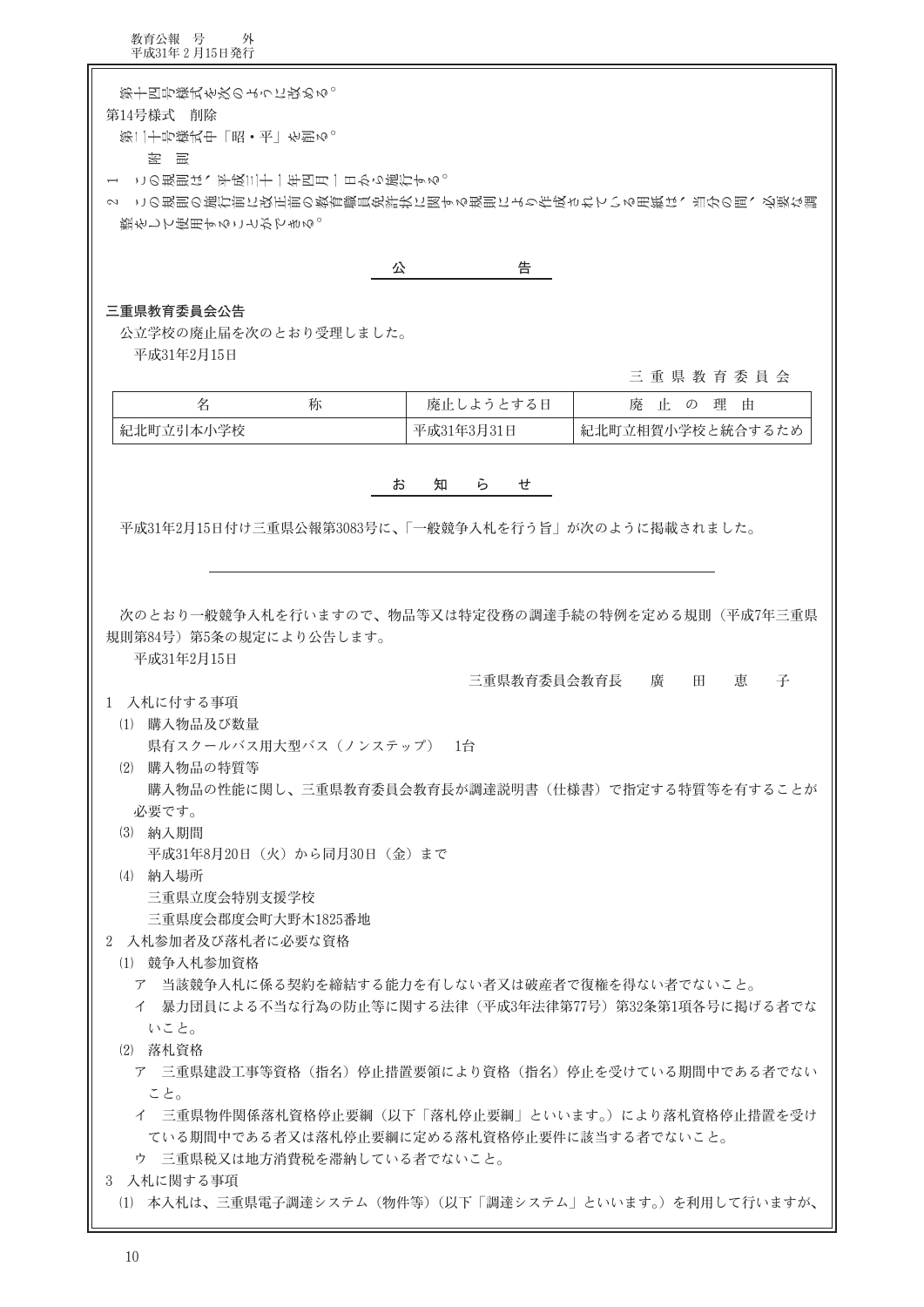第十四号様式を次のように改める。

第14号様式　削除

第二十号様式中「昭・平」を削る。

附　則

1　この規則は、平成三十一年四月一日から施行する。

2　この規則の施行前に改正前の教育職員免許状に関する規則により作成されている用紙は、当分の間、必要な調整をして使用することができる。

## 公　　　告

**三重県教育委員会公告**

公立学校の廃止届を次のとおり受理しました。

平成31年2月15日

三重県教育委員会

| 名　　　　称 | 廃止しようとする日 | 廃止の理由 |
|---|---|---|
| 紀北町立引本小学校 | 平成31年3月31日 | 紀北町立相賀小学校と統合するため |

## お　知　ら　せ

平成31年2月15日付け三重県公報第3083号に、「一般競争入札を行う旨」が次のように掲載されました。

---

次のとおり一般競争入札を行いますので、物品等又は特定役務の調達手続の特例を定める規則（平成7年三重県規則第84号）第5条の規定により公告します。

平成31年2月15日

三重県教育委員会教育長　　廣　　田　　恵　　子

1　入札に付する事項

(1)　購入物品及び数量

県有スクールバス用大型バス（ノンステップ）　1台

(2)　購入物品の特質等

購入物品の性能に関し、三重県教育委員会教育長が調達説明書（仕様書）で指定する特質等を有することが必要です。

(3)　納入期間

平成31年8月20日（火）から同月30日（金）まで

(4)　納入場所

三重県立度会特別支援学校

三重県度会郡度会町大野木1825番地

2　入札参加者及び落札者に必要な資格

(1)　競争入札参加資格

ア　当該競争入札に係る契約を締結する能力を有しない者又は破産者で復権を得ない者でないこと。

イ　暴力団員による不当な行為の防止等に関する法律（平成3年法律第77号）第32条第1項各号に掲げる者でないこと。

(2)　落札資格

ア　三重県建設工事等資格（指名）停止措置要領により資格（指名）停止を受けている期間中である者でないこと。

イ　三重県物件関係落札資格停止要綱（以下「落札停止要綱」といいます。）により落札資格停止措置を受けている期間中である者又は落札停止要綱に定める落札資格停止要件に該当する者でないこと。

ウ　三重県税又は地方消費税を滞納している者でないこと。

3　入札に関する事項

(1)　本入札は、三重県電子調達システム（物件等）（以下「調達システム」といいます。）を利用して行いますが、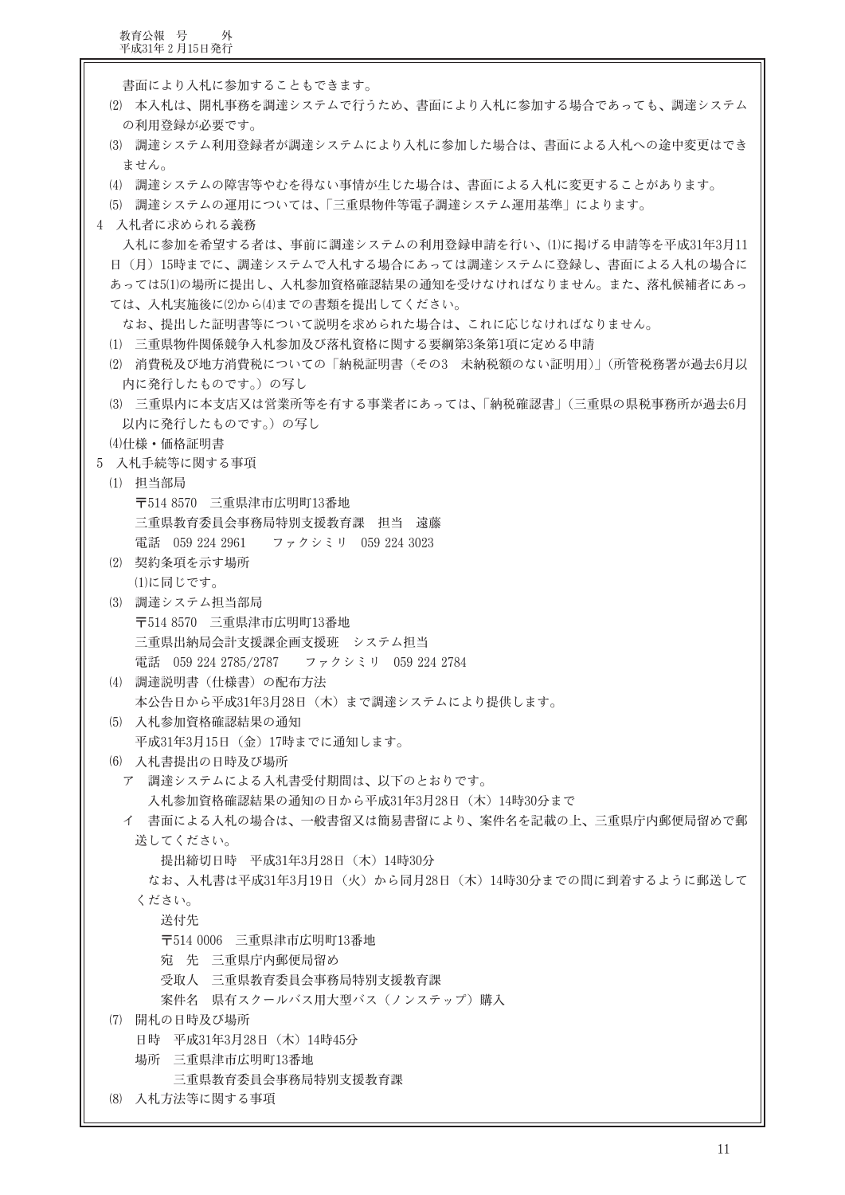書面により入札に参加することもできます。

(2) 本入札は、開札事務を調達システムで行うため、書面により入札に参加する場合であっても、調達システムの利用登録が必要です。

(3) 調達システム利用登録者が調達システムにより入札に参加した場合は、書面による入札への途中変更はできません。

(4) 調達システムの障害等やむを得ない事情が生じた場合は、書面による入札に変更することがあります。

(5) 調達システムの運用については、「三重県物件等電子調達システム運用基準」によります。

4 入札者に求められる義務

入札に参加を希望する者は、事前に調達システムの利用登録申請を行い、(1)に掲げる申請等を平成31年3月11日（月）15時までに、調達システムで入札する場合にあっては調達システムに登録し、書面による入札の場合にあっては5(1)の場所に提出し、入札参加資格確認結果の通知を受けなければなりません。また、落札候補者にあっては、入札実施後に(2)から(4)までの書類を提出してください。

なお、提出した証明書等について説明を求められた場合は、これに応じなければなりません。

(1) 三重県物件関係競争入札参加及び落札資格に関する要綱第3条第1項に定める申請

(2) 消費税及び地方消費税についての「納税証明書（その3　未納税額のない証明用）」（所管税務署が過去6月以内に発行したものです。）の写し

(3) 三重県内に本支店又は営業所等を有する事業者にあっては、「納税確認書」（三重県の県税事務所が過去6月以内に発行したものです。）の写し

(4)仕様・価格証明書

5 入札手続等に関する事項

(1) 担当部局

〒514 8570　三重県津市広明町13番地

三重県教育委員会事務局特別支援教育課　担当　遠藤

電話　059 224 2961　　ファクシミリ　059 224 3023

(2) 契約条項を示す場所

(1)に同じです。

(3) 調達システム担当部局

〒514 8570　三重県津市広明町13番地

三重県出納局会計支援課企画支援班　システム担当

電話　059 224 2785/2787　　ファクシミリ　059 224 2784

(4) 調達説明書（仕様書）の配布方法

本公告日から平成31年3月28日（木）まで調達システムにより提供します。

(5) 入札参加資格確認結果の通知

平成31年3月15日（金）17時までに通知します。

(6) 入札書提出の日時及び場所

ア　調達システムによる入札書受付期間は、以下のとおりです。

入札参加資格確認結果の通知の日から平成31年3月28日（木）14時30分まで

イ　書面による入札の場合は、一般書留又は簡易書留により、案件名を記載の上、三重県庁内郵便局留めで郵送してください。

提出締切日時　平成31年3月28日（木）14時30分

なお、入札書は平成31年3月19日（火）から同月28日（木）14時30分までの間に到着するように郵送してください。

送付先

〒514 0006　三重県津市広明町13番地

宛　先　三重県庁内郵便局留め

受取人　三重県教育委員会事務局特別支援教育課

案件名　県有スクールバス用大型バス（ノンステップ）購入

(7) 開札の日時及び場所

日時　平成31年3月28日（木）14時45分

場所　三重県津市広明町13番地

三重県教育委員会事務局特別支援教育課

(8) 入札方法等に関する事項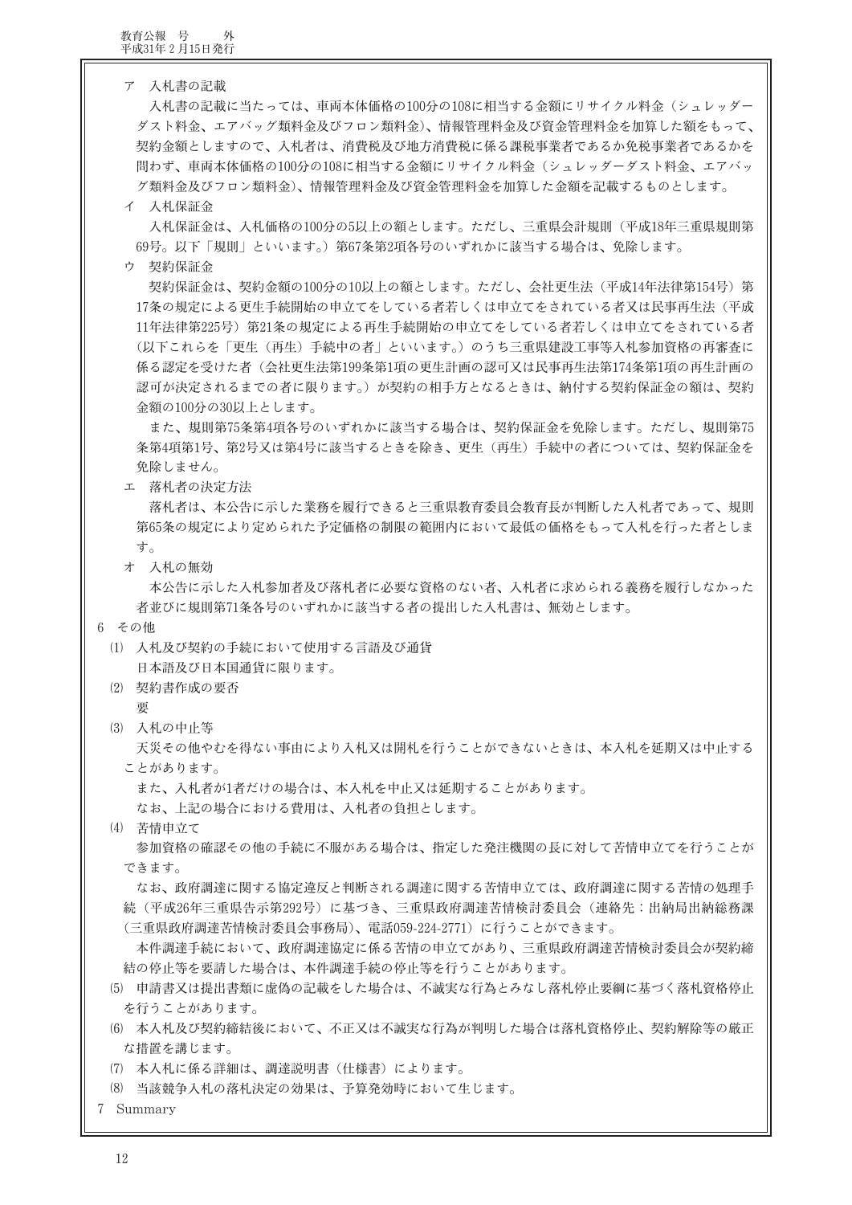ア　入札書の記載

入札書の記載に当たっては、車両本体価格の100分の108に相当する金額にリサイクル料金（シュレッダーダスト料金、エアバッグ類料金及びフロン類料金）、情報管理料金及び資金管理料金を加算した額をもって、契約金額としますので、入札者は、消費税及び地方消費税に係る課税事業者であるか免税事業者であるかを問わず、車両本体価格の100分の108に相当する金額にリサイクル料金（シュレッダーダスト料金、エアバッグ類料金及びフロン類料金）、情報管理料金及び資金管理料金を加算した金額を記載するものとします。

イ　入札保証金

入札保証金は、入札価格の100分の5以上の額とします。ただし、三重県会計規則（平成18年三重県規則第69号。以下「規則」といいます。）第67条第2項各号のいずれかに該当する場合は、免除します。

ウ　契約保証金

契約保証金は、契約金額の100分の10以上の額とします。ただし、会社更生法（平成14年法律第154号）第17条の規定による更生手続開始の申立てをしている者若しくは申立てをされている者又は民事再生法（平成11年法律第225号）第21条の規定による再生手続開始の申立てをしている者若しくは申立てをされている者（以下これらを「更生（再生）手続中の者」といいます。）のうち三重県建設工事等入札参加資格の再審査に係る認定を受けた者（会社更生法第199条第1項の更生計画の認可又は民事再生法第174条第1項の再生計画の認可が決定されるまでの者に限ります。）が契約の相手方となるときは、納付する契約保証金の額は、契約金額の100分の30以上とします。

また、規則第75条第4項各号のいずれかに該当する場合は、契約保証金を免除します。ただし、規則第75条第4項第1号、第2号又は第4号に該当するときを除き、更生（再生）手続中の者については、契約保証金を免除しません。

エ　落札者の決定方法

落札者は、本公告に示した業務を履行できると三重県教育委員会教育長が判断した入札者であって、規則第65条の規定により定められた予定価格の制限の範囲内において最低の価格をもって入札を行った者とします。

オ　入札の無効

本公告に示した入札参加者及び落札者に必要な資格のない者、入札者に求められる義務を履行しなかった者並びに規則第71条各号のいずれかに該当する者の提出した入札書は、無効とします。

6　その他

(1)　入札及び契約の手続において使用する言語及び通貨

日本語及び日本国通貨に限ります。

(2)　契約書作成の要否

要

(3)　入札の中止等

天災その他やむを得ない事由により入札又は開札を行うことができないときは、本入札を延期又は中止することがあります。

また、入札者が1者だけの場合は、本入札を中止又は延期することがあります。

なお、上記の場合における費用は、入札者の負担とします。

(4)　苦情申立て

参加資格の確認その他の手続に不服がある場合は、指定した発注機関の長に対して苦情申立てを行うことができます。

なお、政府調達に関する協定違反と判断される調達に関する苦情申立ては、政府調達に関する苦情の処理手続（平成26年三重県告示第292号）に基づき、三重県政府調達苦情検討委員会（連絡先：出納局出納総務課（三重県政府調達苦情検討委員会事務局）、電話059-224-2771）に行うことができます。

本件調達手続において、政府調達協定に係る苦情の申立てがあり、三重県政府調達苦情検討委員会が契約締結の停止等を要請した場合は、本件調達手続の停止等を行うことがあります。

(5)　申請書又は提出書類に虚偽の記載をした場合は、不誠実な行為とみなし落札停止要綱に基づく落札資格停止を行うことがあります。

(6)　本入札及び契約締結後において、不正又は不誠実な行為が判明した場合は落札資格停止、契約解除等の厳正な措置を講じます。

(7)　本入札に係る詳細は、調達説明書（仕様書）によります。

(8)　当該競争入札の落札決定の効果は、予算発効時において生じます。

7　Summary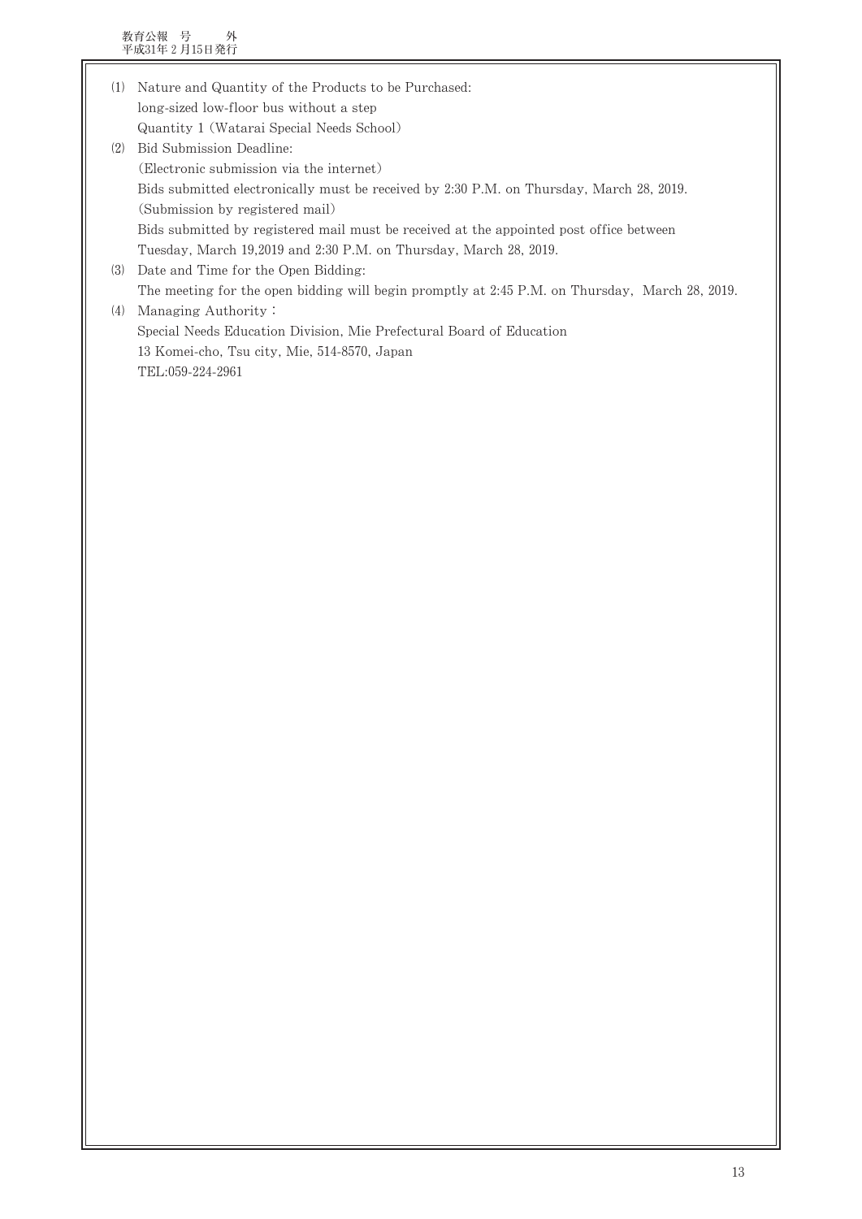⑴ Nature and Quantity of the Products to be Purchased:
long-sized low-floor bus without a step
Quantity 1 (Watarai Special Needs School)

⑵ Bid Submission Deadline:
(Electronic submission via the internet)
Bids submitted electronically must be received by 2:30 P.M. on Thursday, March 28, 2019.
(Submission by registered mail)
Bids submitted by registered mail must be received at the appointed post office between Tuesday, March 19,2019 and 2:30 P.M. on Thursday, March 28, 2019.

⑶ Date and Time for the Open Bidding:
The meeting for the open bidding will begin promptly at 2:45 P.M. on Thursday, March 28, 2019.

⑷ Managing Authority：
Special Needs Education Division, Mie Prefectural Board of Education
13 Komei-cho, Tsu city, Mie, 514-8570, Japan
TEL:059-224-2961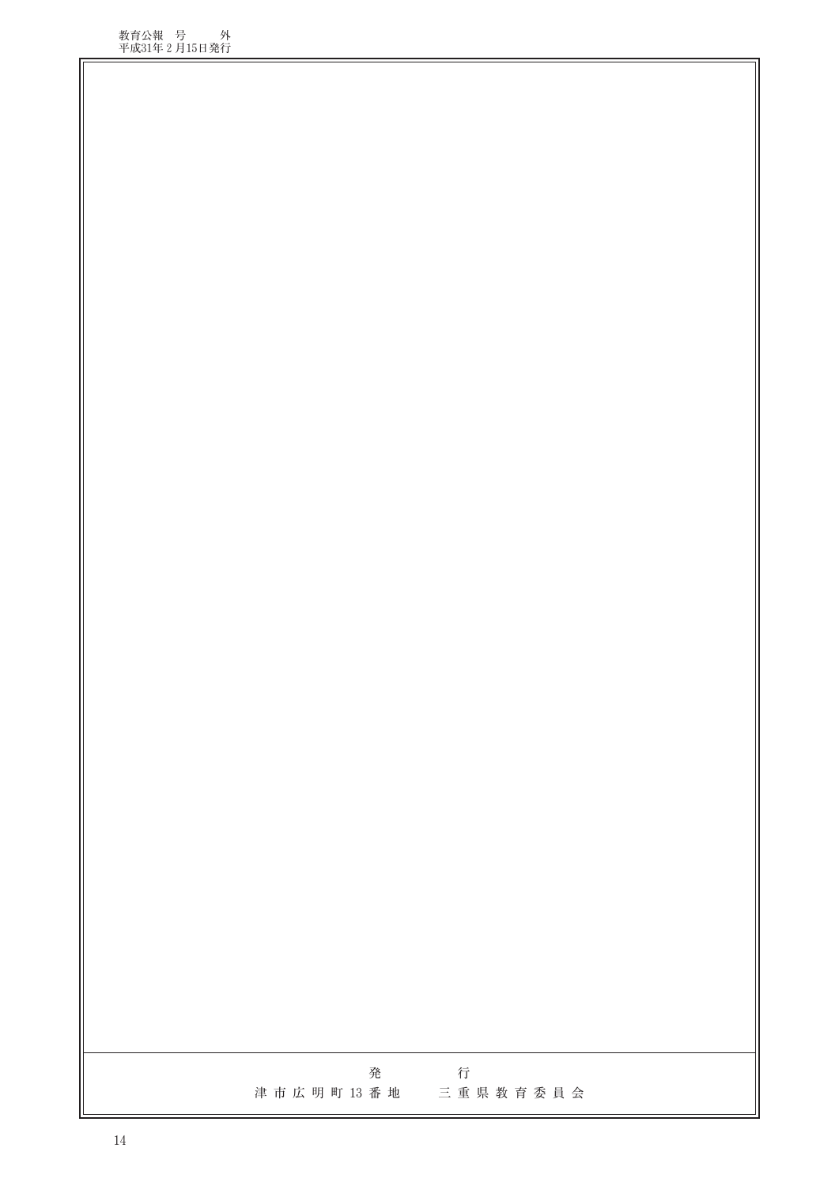発　　　　行

津市広明町13番地　　三重県教育委員会